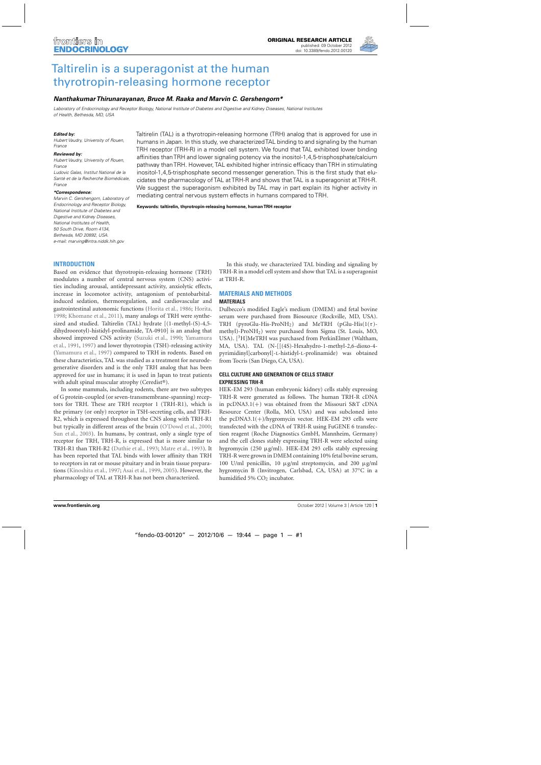ORIGINAL RESEARCH ARTICLE
published: 09 October 2012
doi: 10.3389/fendo.2012.00120

# Taltirelin is a superagonist at the human thyrotropin-releasing hormone receptor

***Nanthakumar Thirunarayanan, Bruce M. Raaka and Marvin C. Gershengorn\****

*Laboratory of Endocrinology and Receptor Biology, National Institute of Diabetes and Digestive and Kidney Diseases, National Institutes of Health, Bethesda, MD, USA*

***Edited by:***
*Hubert Vaudry, University of Rouen, France*

***Reviewed by:***
*Hubert Vaudry, University of Rouen, France*
*Ludovic Galas, Institut National de la Santé et de la Recherche Biomédicale, France*

***\*Correspondence:***
*Marvin C. Gershengorn, Laboratory of Endocrinology and Receptor Biology, National Institute of Diabetes and Digestive and Kidney Diseases, National Institutes of Health, 50 South Drive, Room 4134, Bethesda, MD 20892, USA.*
*e-mail: marving@intra.niddk.nih.gov*

Taltirelin (TAL) is a thyrotropin-releasing hormone (TRH) analog that is approved for use in humans in Japan. In this study, we characterized TAL binding to and signaling by the human TRH receptor (TRH-R) in a model cell system. We found that TAL exhibited lower binding affinities than TRH and lower signaling potency via the inositol-1,4,5-trisphosphate/calcium pathway than TRH. However, TAL exhibited higher intrinsic efficacy than TRH in stimulating inositol-1,4,5-trisphosphate second messenger generation. This is the first study that elucidates the pharmacology of TAL at TRH-R and shows that TAL is a superagonist at TRH-R. We suggest the superagonism exhibited by TAL may in part explain its higher activity in mediating central nervous system effects in humans compared to TRH.

**Keywords: taltirelin, thyrotropin-releasing hormone, human TRH receptor**

## INTRODUCTION

Based on evidence that thyrotropin-releasing hormone (TRH) modulates a number of central nervous system (CNS) activities including arousal, antidepressant activity, anxiolytic effects, increase in locomotor activity, antagonism of pentobarbital-induced sedation, thermoregulation, and cardiovascular and gastrointestinal autonomic functions (Horita et al., 1986; Horita, 1998; Khomane et al., 2011), many analogs of TRH were synthesized and studied. Taltirelin (TAL) hydrate [(1-methyl-(S)-4,5-dihydroorotyl)-histidyl-prolinamide, TA-0910] is an analog that showed improved CNS activity (Suzuki et al., 1990; Yamamura et al., 1991, 1997) and lower thyrotropin (TSH)-releasing activity (Yamamura et al., 1997) compared to TRH in rodents. Based on these characteristics, TAL was studied as a treatment for neurodegenerative disorders and is the only TRH analog that has been approved for use in humans; it is used in Japan to treat patients with adult spinal muscular atrophy (Ceredist®).

In some mammals, including rodents, there are two subtypes of G protein-coupled (or seven-transmembrane-spanning) receptors for TRH. These are TRH receptor 1 (TRH-R1), which is the primary (or only) receptor in TSH-secreting cells, and TRH-R2, which is expressed throughout the CNS along with TRH-R1 but typically in different areas of the brain (O'Dowd et al., 2000; Sun et al., 2003). In humans, by contrast, only a single type of receptor for TRH, TRH-R, is expressed that is more similar to TRH-R1 than TRH-R2 (Duthie et al., 1993; Matre et al., 1993). It has been reported that TAL binds with lower affinity than TRH to receptors in rat or mouse pituitary and in brain tissue preparations (Kinoshita et al., 1997; Asai et al., 1999, 2005). However, the pharmacology of TAL at TRH-R has not been characterized.

In this study, we characterized TAL binding and signaling by TRH-R in a model cell system and show that TAL is a superagonist at TRH-R.

## MATERIALS AND METHODS

### MATERIALS

Dulbecco's modified Eagle's medium (DMEM) and fetal bovine serum were purchased from Biosource (Rockville, MD, USA). TRH (pyroGlu-His-Pro$NH_2$) and MeTRH (pGlu-His(1(τ)-methyl)-Pro$NH_2$) were purchased from Sigma (St. Louis, MO, USA). [$^3$H]MeTRH was purchased from PerkinElmer (Waltham, MA, USA). TAL (N-[[(4S)-Hexahydro-1-methyl-2,6-dioxo-4-pyrimidinyl]carbonyl]-L-histidyl-L-prolinamide) was obtained from Tocris (San Diego, CA, USA).

### CELL CULTURE AND GENERATION OF CELLS STABLY EXPRESSING TRH-R

HEK-EM 293 (human embryonic kidney) cells stably expressing TRH-R were generated as follows. The human TRH-R cDNA in pcDNA3.1(+) was obtained from the Missouri S&T cDNA Resource Center (Rolla, MO, USA) and was subcloned into the pcDNA3.1(+)/hygromycin vector. HEK-EM 293 cells were transfected with the cDNA of TRH-R using FuGENE 6 transfection reagent (Roche Diagnostics GmbH, Mannheim, Germany) and the cell clones stably expressing TRH-R were selected using hygromycin (250 μg/ml). HEK-EM 293 cells stably expressing TRH-R were grown in DMEM containing 10% fetal bovine serum, 100 U/ml penicillin, 10 μg/ml streptomycin, and 200 μg/ml hygromycin B (Invitrogen, Carlsbad, CA, USA) at 37°C in a humidified 5% $CO_2$ incubator.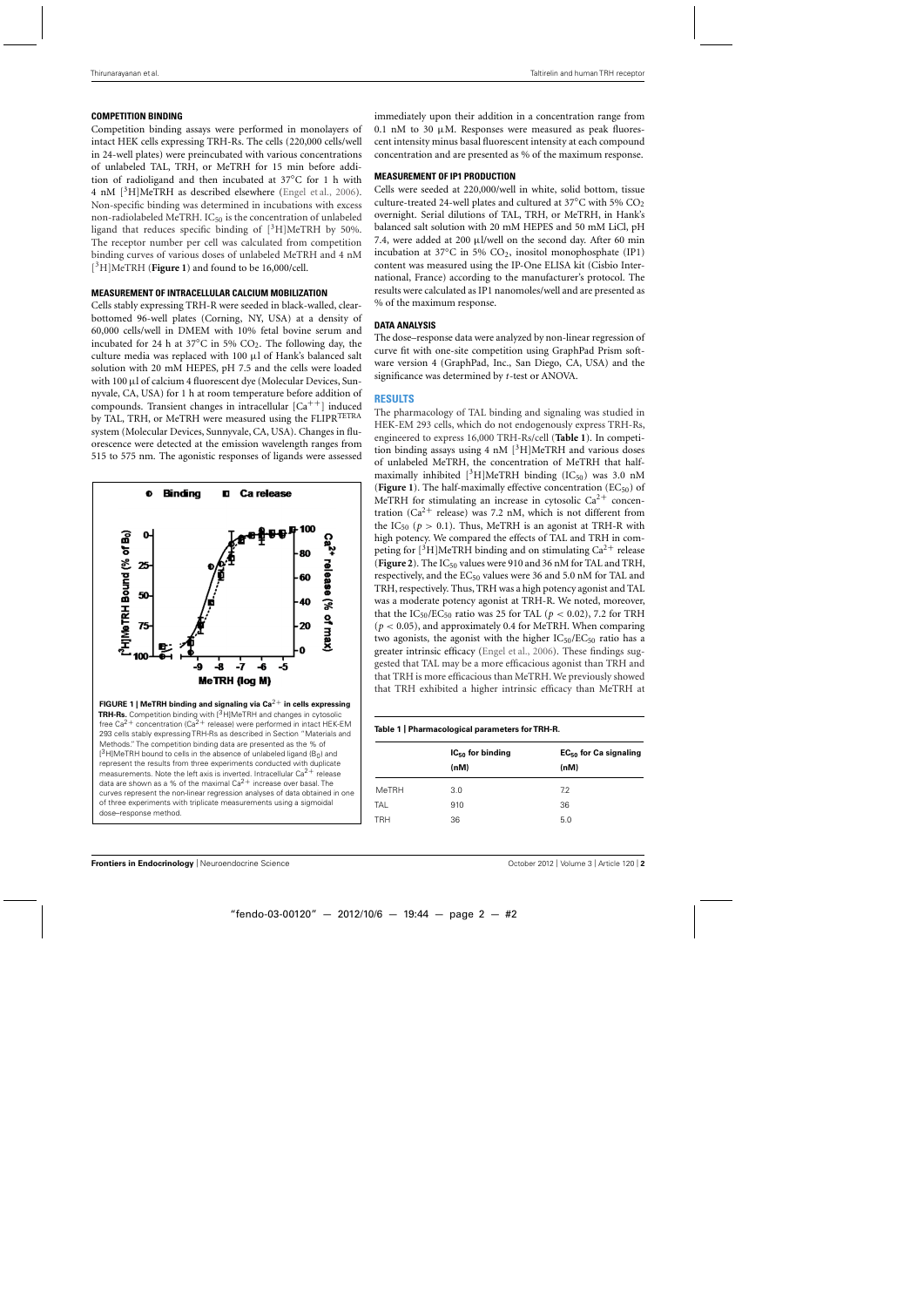### COMPETITION BINDING

Competition binding assays were performed in monolayers of intact HEK cells expressing TRH-Rs. The cells (220,000 cells/well in 24-well plates) were preincubated with various concentrations of unlabeled TAL, TRH, or MeTRH for 15 min before addition of radioligand and then incubated at 37°C for 1 h with 4 nM [$^3$H]MeTRH as described elsewhere (Engel et al., 2006). Non-specific binding was determined in incubations with excess non-radiolabeled MeTRH. $IC_{50}$ is the concentration of unlabeled ligand that reduces specific binding of [$^3$H]MeTRH by 50%. The receptor number per cell was calculated from competition binding curves of various doses of unlabeled MeTRH and 4 nM [$^3$H]MeTRH (**Figure 1**) and found to be 16,000/cell.

### MEASUREMENT OF INTRACELLULAR CALCIUM MOBILIZATION

Cells stably expressing TRH-R were seeded in black-walled, clear-bottomed 96-well plates (Corning, NY, USA) at a density of 60,000 cells/well in DMEM with 10% fetal bovine serum and incubated for 24 h at 37°C in 5% $CO_2$. The following day, the culture media was replaced with 100 μl of Hank's balanced salt solution with 20 mM HEPES, pH 7.5 and the cells were loaded with 100 μl of calcium 4 fluorescent dye (Molecular Devices, Sunnyvale, CA, USA) for 1 h at room temperature before addition of compounds. Transient changes in intracellular [$Ca^{++}$] induced by TAL, TRH, or MeTRH were measured using the FLIPR$^{TETRA}$ system (Molecular Devices, Sunnyvale, CA, USA). Changes in fluorescence were detected at the emission wavelength ranges from 515 to 575 nm. The agonistic responses of ligands were assessed immediately upon their addition in a concentration range from 0.1 nM to 30 μM. Responses were measured as peak fluorescent intensity minus basal fluorescent intensity at each compound concentration and are presented as % of the maximum response.

**FIGURE 1 | MeTRH binding and signaling via $Ca^{2+}$ in cells expressing TRH-Rs.** Competition binding with [$^3$H]MeTRH and changes in cytosolic free $Ca^{2+}$ concentration ($Ca^{2+}$ release) were performed in intact HEK-EM 293 cells stably expressing TRH-Rs as described in Section "Materials and Methods." The competition binding data are presented as the % of [$^3$H]MeTRH bound to cells in the absence of unlabeled ligand ($B_0$) and represent the results from three experiments conducted with duplicate measurements. Note the left axis is inverted. Intracellular $Ca^{2+}$ release data are shown as a % of the maximal $Ca^{2+}$ increase over basal. The curves represent the non-linear regression analyses of data obtained in one of three experiments with triplicate measurements using a sigmoidal dose–response method.

### MEASUREMENT OF IP1 PRODUCTION

Cells were seeded at 220,000/well in white, solid bottom, tissue culture-treated 24-well plates and cultured at 37°C with 5% $CO_2$ overnight. Serial dilutions of TAL, TRH, or MeTRH, in Hank's balanced salt solution with 20 mM HEPES and 50 mM LiCl, pH 7.4, were added at 200 μl/well on the second day. After 60 min incubation at 37°C in 5% $CO_2$, inositol monophosphate (IP1) content was measured using the IP-One ELISA kit (Cisbio International, France) according to the manufacturer's protocol. The results were calculated as IP1 nanomoles/well and are presented as % of the maximum response.

### DATA ANALYSIS

The dose–response data were analyzed by non-linear regression of curve fit with one-site competition using GraphPad Prism software version 4 (GraphPad, Inc., San Diego, CA, USA) and the significance was determined by *t*-test or ANOVA.

## RESULTS

The pharmacology of TAL binding and signaling was studied in HEK-EM 293 cells, which do not endogenously express TRH-Rs, engineered to express 16,000 TRH-Rs/cell (**Table 1**). In competition binding assays using 4 nM [$^3$H]MeTRH and various doses of unlabeled MeTRH, the concentration of MeTRH that half-maximally inhibited [$^3$H]MeTRH binding ($IC_{50}$) was 3.0 nM (**Figure 1**). The half-maximally effective concentration ($EC_{50}$) of MeTRH for stimulating an increase in cytosolic $Ca^{2+}$ concentration ($Ca^{2+}$ release) was 7.2 nM, which is not different from the $IC_{50}$ ($p > 0.1$). Thus, MeTRH is an agonist at TRH-R with high potency. We compared the effects of TAL and TRH in competing for [$^3$H]MeTRH binding and on stimulating $Ca^{2+}$ release (**Figure 2**). The $IC_{50}$ values were 910 and 36 nM for TAL and TRH, respectively, and the $EC_{50}$ values were 36 and 5.0 nM for TAL and TRH, respectively. Thus, TRH was a high potency agonist and TAL was a moderate potency agonist at TRH-R. We noted, moreover, that the $IC_{50}/EC_{50}$ ratio was 25 for TAL ($p < 0.02$), 7.2 for TRH ($p < 0.05$), and approximately 0.4 for MeTRH. When comparing two agonists, the agonist with the higher $IC_{50}/EC_{50}$ ratio has a greater intrinsic efficacy (Engel et al., 2006). These findings suggested that TAL may be a more efficacious agonist than TRH and that TRH is more efficacious than MeTRH. We previously showed that TRH exhibited a higher intrinsic efficacy than MeTRH at

**Table 1 | Pharmacological parameters for TRH-R.**

| | $IC_{50}$ for binding (nM) | $EC_{50}$ for Ca signaling (nM) |
|---|---|---|
| MeTRH | 3.0 | 7.2 |
| TAL | 910 | 36 |
| TRH | 36 | 5.0 |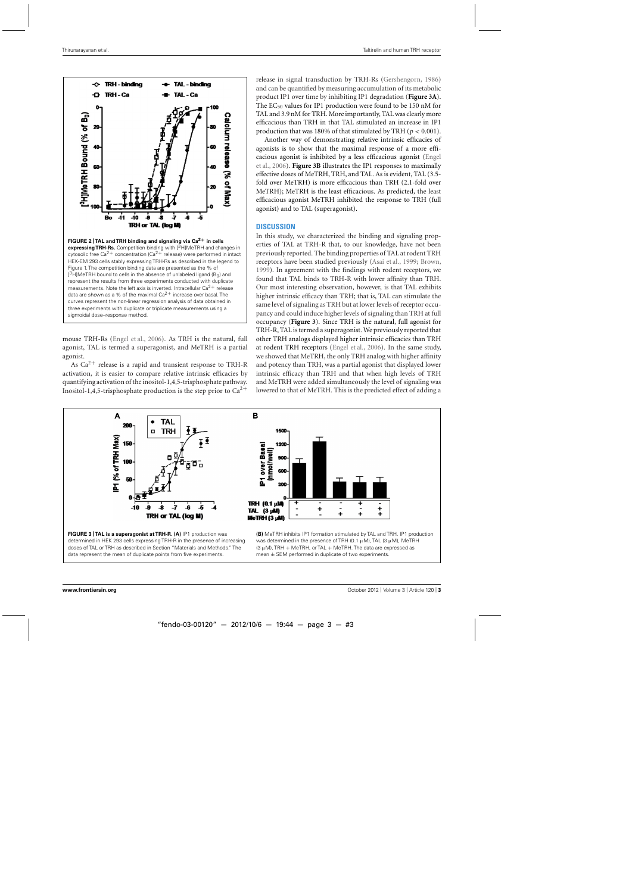**FIGURE 2 | TAL and TRH binding and signaling via $Ca^{2+}$ in cells expressing TRH-Rs.** Competition binding with [$^3$H]MeTRH and changes in cytosolic free $Ca^{2+}$ concentration ($Ca^{2+}$ release) were performed in intact HEK-EM 293 cells stably expressing TRH-Rs as described in the legend to Figure 1. The competition binding data are presented as the % of [$^3$H]MeTRH bound to cells in the absence of unlabeled ligand ($B_0$) and represent the results from three experiments conducted with duplicate measurements. Note the left axis is inverted. Intracellular $Ca^{2+}$ release data are shown as a % of the maximal $Ca^{2+}$ increase over basal. The curves represent the non-linear regression analysis of data obtained in three experiments with duplicate or triplicate measurements using a sigmoidal dose–response method.

mouse TRH-Rs (Engel et al., 2006). As TRH is the natural, full agonist, TAL is termed a superagonist, and MeTRH is a partial agonist.

As $Ca^{2+}$ release is a rapid and transient response to TRH-R activation, it is easier to compare relative intrinsic efficacies by quantifying activation of the inositol-1,4,5-trisphosphate pathway. Inositol-1,4,5-trisphosphate production is the step prior to $Ca^{2+}$ release in signal transduction by TRH-Rs (Gershengorn, 1986) and can be quantified by measuring accumulation of its metabolic product IP1 over time by inhibiting IP1 degradation (**Figure 3A**). The $EC_{50}$ values for IP1 production were found to be 150 nM for TAL and 3.9 nM for TRH. More importantly, TAL was clearly more efficacious than TRH in that TAL stimulated an increase in IP1 production that was 180% of that stimulated by TRH ($p < 0.001$).

Another way of demonstrating relative intrinsic efficacies of agonists is to show that the maximal response of a more efficacious agonist is inhibited by a less efficacious agonist (Engel et al., 2006). **Figure 3B** illustrates the IP1 responses to maximally effective doses of MeTRH, TRH, and TAL. As is evident, TAL (3.5-fold over MeTRH) is more efficacious than TRH (2.1-fold over MeTRH); MeTRH is the least efficacious. As predicted, the least efficacious agonist MeTRH inhibited the response to TRH (full agonist) and to TAL (superagonist).

## DISCUSSION

In this study, we characterized the binding and signaling properties of TAL at TRH-R that, to our knowledge, have not been previously reported. The binding properties of TAL at rodent TRH receptors have been studied previously (Asai et al., 1999; Brown, 1999). In agreement with the findings with rodent receptors, we found that TAL binds to TRH-R with lower affinity than TRH. Our most interesting observation, however, is that TAL exhibits higher intrinsic efficacy than TRH; that is, TAL can stimulate the same level of signaling as TRH but at lower levels of receptor occupancy and could induce higher levels of signaling than TRH at full occupancy (**Figure 3**). Since TRH is the natural, full agonist for TRH-R, TAL is termed a superagonist. We previously reported that other TRH analogs displayed higher intrinsic efficacies than TRH at rodent TRH receptors (Engel et al., 2006). In the same study, we showed that MeTRH, the only TRH analog with higher affinity and potency than TRH, was a partial agonist that displayed lower intrinsic efficacy than TRH and that when high levels of TRH and MeTRH were added simultaneously the level of signaling was lowered to that of MeTRH. This is the predicted effect of adding a

**FIGURE 3 | TAL is a superagonist at TRH-R. (A)** IP1 production was determined in HEK 293 cells expressing TRH-R in the presence of increasing doses of TAL or TRH as described in Section "Materials and Methods." The data represent the mean of duplicate points from five experiments. **(B)** MeTRH inhibits IP1 formation stimulated by TAL and TRH. IP1 production was determined in the presence of TRH (0.1 μM), TAL (3 μM), MeTRH (3 μM), TRH + MeTRH, or TAL + MeTRH. The data are expressed as mean ± SEM performed in duplicate of two experiments.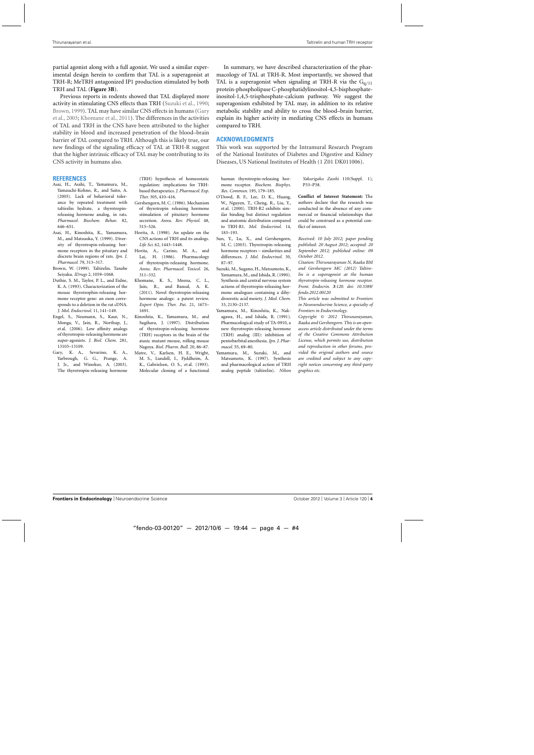partial agonist along with a full agonist. We used a similar experimental design herein to confirm that TAL is a superagonist at TRH-R; MeTRH antagonized IP1 production stimulated by both TRH and TAL (**Figure 3B**).

Previous reports in rodents showed that TAL displayed more activity in stimulating CNS effects than TRH (Suzuki et al., 1990; Brown, 1999). TAL may have similar CNS effects in humans (Gary et al., 2003; Khomane et al., 2011). The differences in the activities of TAL and TRH in the CNS have been attributed to the higher stability in blood and increased penetration of the blood–brain barrier of TAL compared to TRH. Although this is likely true, our new findings of the signaling efficacy of TAL at TRH-R suggest that the higher intrinsic efficacy of TAL may be contributing to its CNS activity in humans also.

In summary, we have described characterization of the pharmacology of TAL at TRH-R. Most importantly, we showed that TAL is a superagonist when signaling at TRH-R via the $G_{q/11}$ protein-phospholipase C-phosphatidylinositol-4,5-bisphosphate-inositol-1,4,5-trisphosphate-calcium pathway. We suggest the superagonism exhibited by TAL may, in addition to its relative metabolic stability and ability to cross the blood–brain barrier, explain its higher activity in mediating CNS effects in humans compared to TRH.

## ACKNOWLEDGMENTS

This work was supported by the Intramural Research Program of the National Institutes of Diabetes and Digestive and Kidney Diseases, US National Institutes of Health (1 Z01 DK011006).

## REFERENCES

Asai, H., Asahi, T., Yamamura, M., Yamauchi-Kohno, R., and Saito, A. (2005). Lack of behavioral tolerance by repeated treatment with taltirelin hydrate, a thyrotropin-releasing hormone analog, in rats. *Pharmacol. Biochem. Behav.* 82, 646–651.

Asai, H., Kinoshita, K., Yamamura, M., and Matsuoka, Y. (1999). Diversity of thyrotropin-releasing hormone receptors in the pituitary and discrete brain regions of rats. *Jpn. J. Pharmacol.* 79, 313–317.

Brown, W. (1999). Taltirelin. Tanabe Seiyaku. *IDrugs* 2, 1059–1068.

Duthie, S. M., Taylor, P. L., and Eidne, K. A. (1993). Characterization of the mouse thyrotrophin-releasing hormone receptor gene: an exon corresponds to a deletion in the rat cDNA. *J. Mol. Endocrinol.* 11, 141–149.

Engel, S., Neumann, S., Kaur, N., Monga, V., Jain, R., Northup, J., et al. (2006). Low affinity analogs of thyrotropin-releasing hormone are super-agonists. *J. Biol. Chem.* 281, 13103–13109.

Gary, K. A., Sevarino, K. A., Yarbrough, G. G., Prange, A. J. Jr., and Winokur, A. (2003). The thyrotropin-releasing hormone (TRH) hypothesis of homeostatic regulation: implications for TRH-based therapeutics. *J. Pharmacol. Exp. Ther.* 305, 410–416.

Gershengorn, M. C. (1986). Mechanism of thyrotropin releasing hormone stimulation of pituitary hormone secretion. *Annu. Rev. Physiol.* 48, 515–526.

Horita, A. (1998). An update on the CNS actions of TRH and its analogs. *Life Sci.* 62, 1443–1448.

Horita, A., Carino, M. A., and Lai, H. (1986). Pharmacology of thyrotropin-releasing hormone. *Annu. Rev. Pharmacol. Toxicol.* 26, 311–332.

Khomane, K. S., Meena, C. L., Jain, R., and Bansal, A. K. (2011). Novel thyrotropin-releasing hormone analogs: a patent review. *Expert Opin. Ther. Pat.* 21, 1673–1691.

Kinoshita, K., Yamamura, M., and Sugihara, J. (1997). Distribution of thyrotropin-releasing hormone (TRH) receptors in the brain of the ataxic mutant mouse, rolling mouse Nagoya. *Biol. Pharm. Bull.* 20, 86–87.

Matre, V., Karlsen, H. E., Wright, M. S., Lundell, I., Fjeldheim, Å. K., Gabrielsen, O. S., et al. (1993). Molecular cloning of a functional human thyrotropin-releasing hormone receptor. *Biochem. Biophys. Res. Commun.* 195, 179–185.

O'Dowd, B. F., Lee, D. K., Huang, W., Nguyen, T., Cheng, R., Liu, Y., et al. (2000). TRH-R2 exhibits similar binding but distinct regulation and anatomic distribution compared to TRH-R1. *Mol. Endocrinol.* 14, 183–193.

Sun, Y., Lu, X., and Gershengorn, M. C. (2003). Thyrotropin-releasing hormone receptors – similarities and differences. *J. Mol. Endocrinol.* 30, 87–97.

Suzuki, M., Sugano, H., Matsumoto, K., Yamamura, M., and Ishida, R. (1990). Synthesis and central nervous system actions of thyrotropin-releasing hormone analogues containing a dihydroorotic acid moiety. *J. Med. Chem.* 33, 2130–2137.

Yamamura, M., Kinoshita, K., Nakagawa, H., and Ishida, R. (1991). Pharmacological study of TA-0910, a new thyrotropin-releasing hormone (TRH) analog (III): inhibition of pentobarbital anesthesia. *Jpn. J. Pharmacol.* 55, 69–80.

Yamamura, M., Suzuki, M., and Matsumoto, K. (1997). Synthesis and pharmacological action of TRH analog peptide (taltirelin). *Nihon Yakurigaku Zasshi* 110(Suppl. 1), P33–P38.

**Conflict of Interest Statement:** The authors declare that the research was conducted in the absence of any commercial or financial relationships that could be construed as a potential conflict of interest.

*Received: 10 July 2012; paper pending published: 20 August 2012; accepted: 20 September 2012; published online: 09 October 2012.*

*Citation: Thirunarayanan N, Raaka BM and Gershengorn MC (2012) Taltirelin is a superagonist at the human thyrotropin-releasing hormone receptor. Front. Endocrin.* ***3****:120. doi: 10.3389/fendo.2012.00120*

*This article was submitted to Frontiers in Neuroendocrine Science, a specialty of Frontiers in Endocrinology.*

*Copyright © 2012 Thirunarayanan, Raaka and Gershengorn. This is an open-access article distributed under the terms of the Creative Commons Attribution License, which permits use, distribution and reproduction in other forums, provided the original authors and source are credited and subject to any copyright notices concerning any third-party graphics etc.*